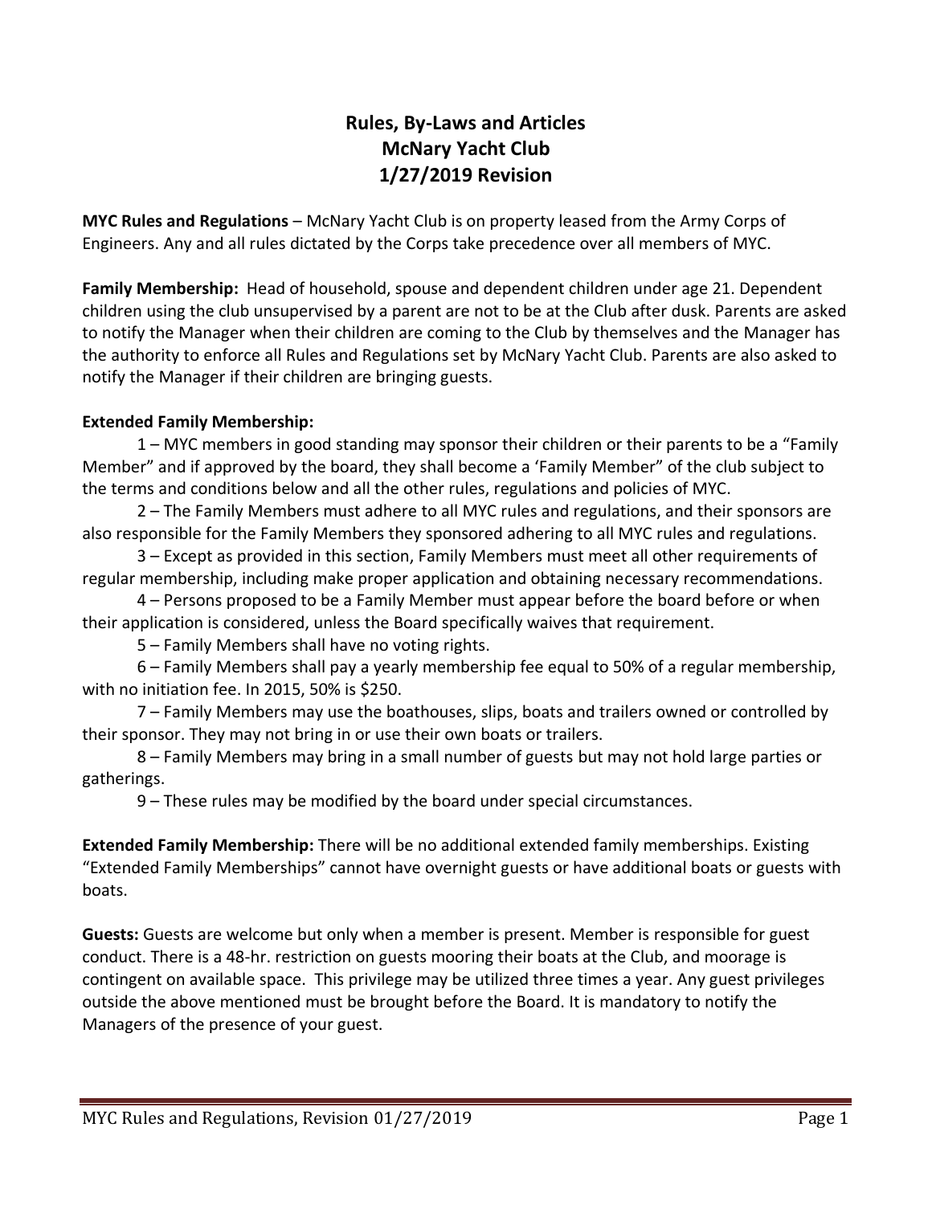# Rules, By-Laws and Articles
# McNary Yacht Club
# 1/27/2019 Revision

**MYC Rules and Regulations** – McNary Yacht Club is on property leased from the Army Corps of Engineers. Any and all rules dictated by the Corps take precedence over all members of MYC.

**Family Membership:** Head of household, spouse and dependent children under age 21. Dependent children using the club unsupervised by a parent are not to be at the Club after dusk. Parents are asked to notify the Manager when their children are coming to the Club by themselves and the Manager has the authority to enforce all Rules and Regulations set by McNary Yacht Club. Parents are also asked to notify the Manager if their children are bringing guests.

**Extended Family Membership:**

1 – MYC members in good standing may sponsor their children or their parents to be a "Family Member" and if approved by the board, they shall become a 'Family Member" of the club subject to the terms and conditions below and all the other rules, regulations and policies of MYC.

2 – The Family Members must adhere to all MYC rules and regulations, and their sponsors are also responsible for the Family Members they sponsored adhering to all MYC rules and regulations.

3 – Except as provided in this section, Family Members must meet all other requirements of regular membership, including make proper application and obtaining necessary recommendations.

4 – Persons proposed to be a Family Member must appear before the board before or when their application is considered, unless the Board specifically waives that requirement.

5 – Family Members shall have no voting rights.

6 – Family Members shall pay a yearly membership fee equal to 50% of a regular membership, with no initiation fee. In 2015, 50% is $250.

7 – Family Members may use the boathouses, slips, boats and trailers owned or controlled by their sponsor. They may not bring in or use their own boats or trailers.

8 – Family Members may bring in a small number of guests but may not hold large parties or gatherings.

9 – These rules may be modified by the board under special circumstances.

**Extended Family Membership:** There will be no additional extended family memberships. Existing "Extended Family Memberships" cannot have overnight guests or have additional boats or guests with boats.

**Guests:** Guests are welcome but only when a member is present. Member is responsible for guest conduct. There is a 48-hr. restriction on guests mooring their boats at the Club, and moorage is contingent on available space. This privilege may be utilized three times a year. Any guest privileges outside the above mentioned must be brought before the Board. It is mandatory to notify the Managers of the presence of your guest.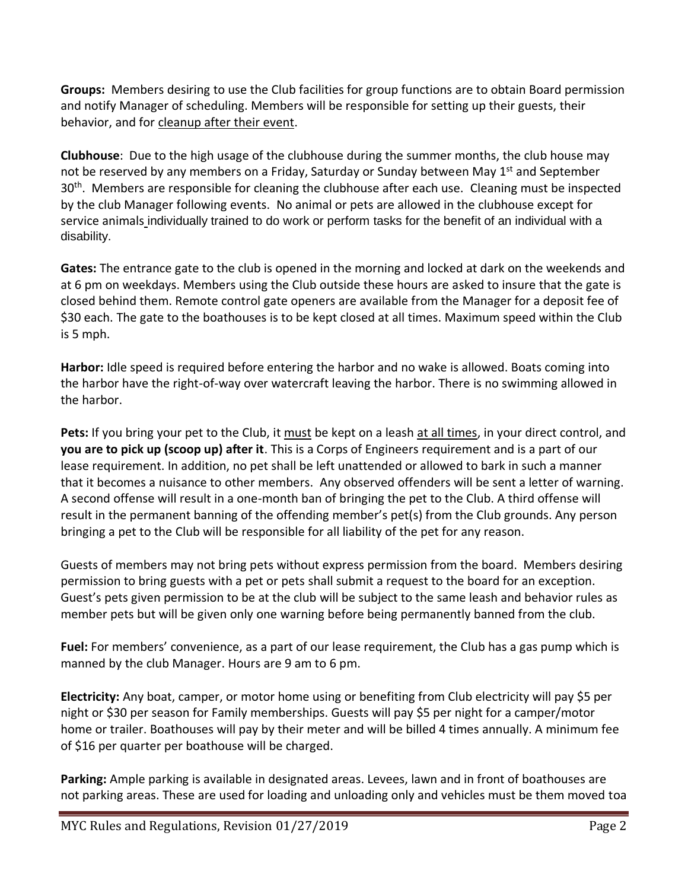**Groups:** Members desiring to use the Club facilities for group functions are to obtain Board permission and notify Manager of scheduling. Members will be responsible for setting up their guests, their behavior, and for cleanup after their event.

**Clubhouse**: Due to the high usage of the clubhouse during the summer months, the club house may not be reserved by any members on a Friday, Saturday or Sunday between May 1st and September 30th. Members are responsible for cleaning the clubhouse after each use. Cleaning must be inspected by the club Manager following events. No animal or pets are allowed in the clubhouse except for service animals individually trained to do work or perform tasks for the benefit of an individual with a disability.

**Gates:** The entrance gate to the club is opened in the morning and locked at dark on the weekends and at 6 pm on weekdays. Members using the Club outside these hours are asked to insure that the gate is closed behind them. Remote control gate openers are available from the Manager for a deposit fee of $30 each. The gate to the boathouses is to be kept closed at all times. Maximum speed within the Club is 5 mph.

**Harbor:** Idle speed is required before entering the harbor and no wake is allowed. Boats coming into the harbor have the right-of-way over watercraft leaving the harbor. There is no swimming allowed in the harbor.

**Pets:** If you bring your pet to the Club, it must be kept on a leash at all times, in your direct control, and **you are to pick up (scoop up) after it**. This is a Corps of Engineers requirement and is a part of our lease requirement. In addition, no pet shall be left unattended or allowed to bark in such a manner that it becomes a nuisance to other members. Any observed offenders will be sent a letter of warning. A second offense will result in a one-month ban of bringing the pet to the Club. A third offense will result in the permanent banning of the offending member's pet(s) from the Club grounds. Any person bringing a pet to the Club will be responsible for all liability of the pet for any reason.

Guests of members may not bring pets without express permission from the board. Members desiring permission to bring guests with a pet or pets shall submit a request to the board for an exception. Guest's pets given permission to be at the club will be subject to the same leash and behavior rules as member pets but will be given only one warning before being permanently banned from the club.

**Fuel:** For members' convenience, as a part of our lease requirement, the Club has a gas pump which is manned by the club Manager. Hours are 9 am to 6 pm.

**Electricity:** Any boat, camper, or motor home using or benefiting from Club electricity will pay $5 per night or $30 per season for Family memberships. Guests will pay $5 per night for a camper/motor home or trailer. Boathouses will pay by their meter and will be billed 4 times annually. A minimum fee of $16 per quarter per boathouse will be charged.

**Parking:** Ample parking is available in designated areas. Levees, lawn and in front of boathouses are not parking areas. These are used for loading and unloading only and vehicles must be them moved toa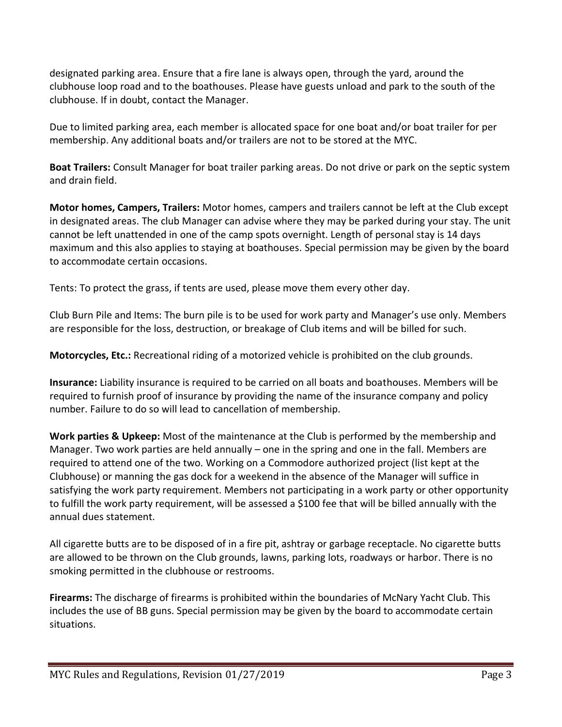designated parking area. Ensure that a fire lane is always open, through the yard, around the clubhouse loop road and to the boathouses. Please have guests unload and park to the south of the clubhouse. If in doubt, contact the Manager.

Due to limited parking area, each member is allocated space for one boat and/or boat trailer for per membership. Any additional boats and/or trailers are not to be stored at the MYC.

**Boat Trailers:** Consult Manager for boat trailer parking areas. Do not drive or park on the septic system and drain field.

**Motor homes, Campers, Trailers:** Motor homes, campers and trailers cannot be left at the Club except in designated areas. The club Manager can advise where they may be parked during your stay. The unit cannot be left unattended in one of the camp spots overnight. Length of personal stay is 14 days maximum and this also applies to staying at boathouses. Special permission may be given by the board to accommodate certain occasions.

Tents: To protect the grass, if tents are used, please move them every other day.

Club Burn Pile and Items: The burn pile is to be used for work party and Manager's use only. Members are responsible for the loss, destruction, or breakage of Club items and will be billed for such.

**Motorcycles, Etc.:** Recreational riding of a motorized vehicle is prohibited on the club grounds.

**Insurance:** Liability insurance is required to be carried on all boats and boathouses. Members will be required to furnish proof of insurance by providing the name of the insurance company and policy number. Failure to do so will lead to cancellation of membership.

**Work parties & Upkeep:** Most of the maintenance at the Club is performed by the membership and Manager. Two work parties are held annually – one in the spring and one in the fall. Members are required to attend one of the two. Working on a Commodore authorized project (list kept at the Clubhouse) or manning the gas dock for a weekend in the absence of the Manager will suffice in satisfying the work party requirement. Members not participating in a work party or other opportunity to fulfill the work party requirement, will be assessed a $100 fee that will be billed annually with the annual dues statement.

All cigarette butts are to be disposed of in a fire pit, ashtray or garbage receptacle. No cigarette butts are allowed to be thrown on the Club grounds, lawns, parking lots, roadways or harbor. There is no smoking permitted in the clubhouse or restrooms.

**Firearms:** The discharge of firearms is prohibited within the boundaries of McNary Yacht Club. This includes the use of BB guns. Special permission may be given by the board to accommodate certain situations.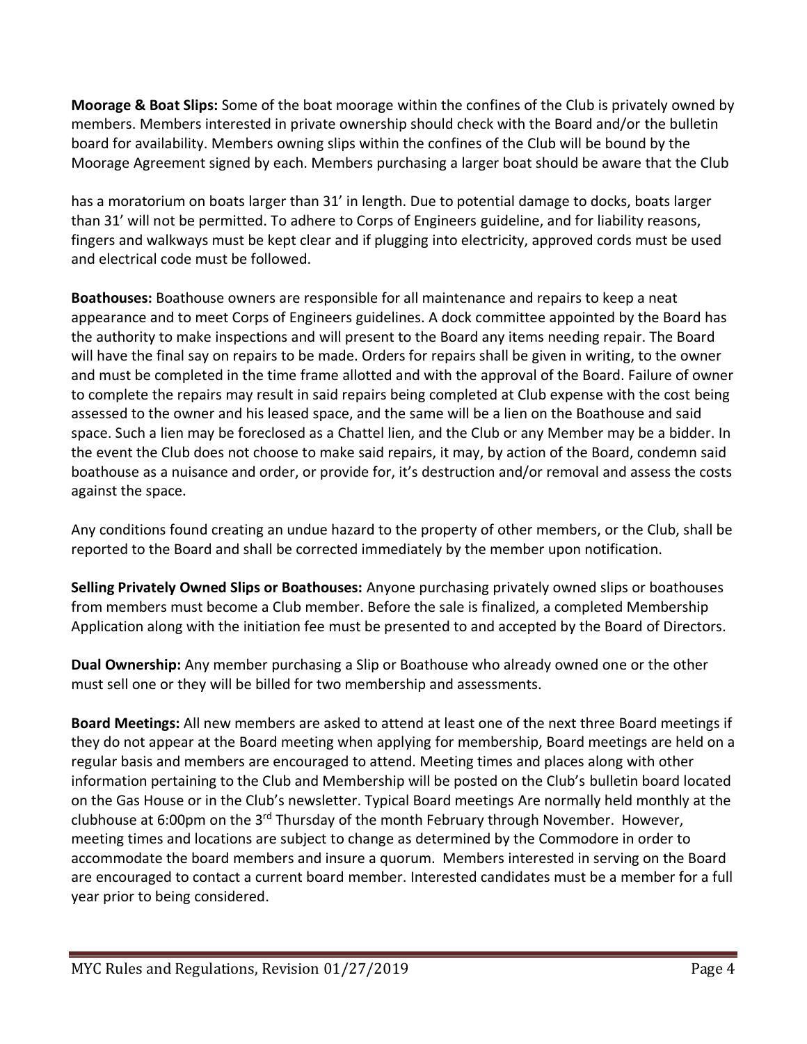**Moorage & Boat Slips:** Some of the boat moorage within the confines of the Club is privately owned by members. Members interested in private ownership should check with the Board and/or the bulletin board for availability. Members owning slips within the confines of the Club will be bound by the Moorage Agreement signed by each. Members purchasing a larger boat should be aware that the Club has a moratorium on boats larger than 31' in length. Due to potential damage to docks, boats larger than 31' will not be permitted. To adhere to Corps of Engineers guideline, and for liability reasons, fingers and walkways must be kept clear and if plugging into electricity, approved cords must be used and electrical code must be followed.

**Boathouses:** Boathouse owners are responsible for all maintenance and repairs to keep a neat appearance and to meet Corps of Engineers guidelines. A dock committee appointed by the Board has the authority to make inspections and will present to the Board any items needing repair. The Board will have the final say on repairs to be made. Orders for repairs shall be given in writing, to the owner and must be completed in the time frame allotted and with the approval of the Board. Failure of owner to complete the repairs may result in said repairs being completed at Club expense with the cost being assessed to the owner and his leased space, and the same will be a lien on the Boathouse and said space. Such a lien may be foreclosed as a Chattel lien, and the Club or any Member may be a bidder. In the event the Club does not choose to make said repairs, it may, by action of the Board, condemn said boathouse as a nuisance and order, or provide for, it's destruction and/or removal and assess the costs against the space.

Any conditions found creating an undue hazard to the property of other members, or the Club, shall be reported to the Board and shall be corrected immediately by the member upon notification.

**Selling Privately Owned Slips or Boathouses:** Anyone purchasing privately owned slips or boathouses from members must become a Club member. Before the sale is finalized, a completed Membership Application along with the initiation fee must be presented to and accepted by the Board of Directors.

**Dual Ownership:** Any member purchasing a Slip or Boathouse who already owned one or the other must sell one or they will be billed for two membership and assessments.

**Board Meetings:** All new members are asked to attend at least one of the next three Board meetings if they do not appear at the Board meeting when applying for membership, Board meetings are held on a regular basis and members are encouraged to attend. Meeting times and places along with other information pertaining to the Club and Membership will be posted on the Club's bulletin board located on the Gas House or in the Club's newsletter. Typical Board meetings Are normally held monthly at the clubhouse at 6:00pm on the 3rd Thursday of the month February through November. However, meeting times and locations are subject to change as determined by the Commodore in order to accommodate the board members and insure a quorum. Members interested in serving on the Board are encouraged to contact a current board member. Interested candidates must be a member for a full year prior to being considered.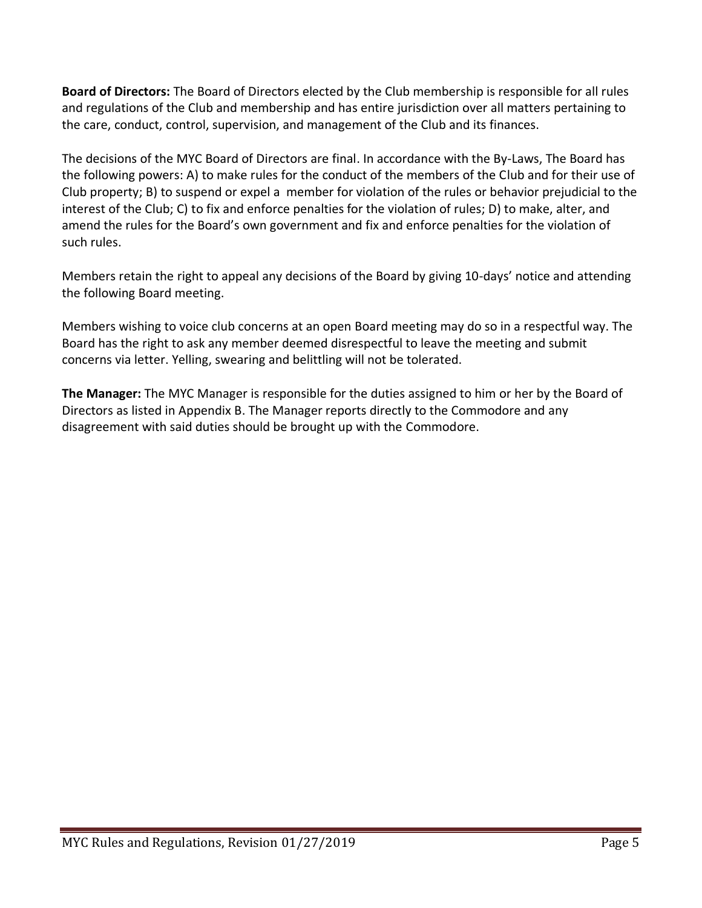**Board of Directors:** The Board of Directors elected by the Club membership is responsible for all rules and regulations of the Club and membership and has entire jurisdiction over all matters pertaining to the care, conduct, control, supervision, and management of the Club and its finances.

The decisions of the MYC Board of Directors are final. In accordance with the By-Laws, The Board has the following powers: A) to make rules for the conduct of the members of the Club and for their use of Club property; B) to suspend or expel a member for violation of the rules or behavior prejudicial to the interest of the Club; C) to fix and enforce penalties for the violation of rules; D) to make, alter, and amend the rules for the Board's own government and fix and enforce penalties for the violation of such rules.

Members retain the right to appeal any decisions of the Board by giving 10-days' notice and attending the following Board meeting.

Members wishing to voice club concerns at an open Board meeting may do so in a respectful way. The Board has the right to ask any member deemed disrespectful to leave the meeting and submit concerns via letter. Yelling, swearing and belittling will not be tolerated.

**The Manager:** The MYC Manager is responsible for the duties assigned to him or her by the Board of Directors as listed in Appendix B. The Manager reports directly to the Commodore and any disagreement with said duties should be brought up with the Commodore.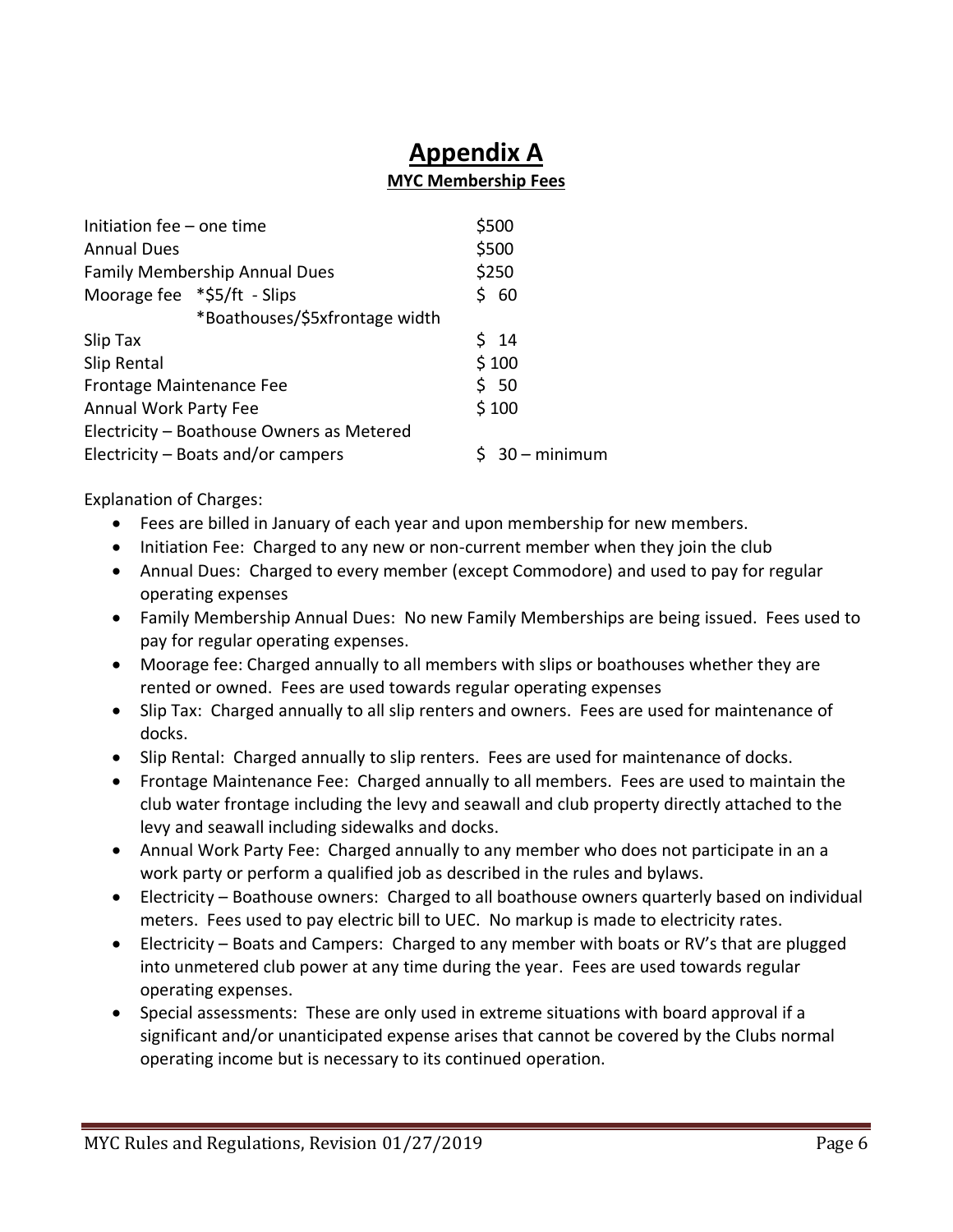# Appendix A

## MYC Membership Fees

| | |
|---|---|
| Initiation fee – one time | $500 |
| Annual Dues | $500 |
| Family Membership Annual Dues | $250 |
| Moorage fee *$5/ft - Slips | $ 60 |
| *Boathouses/$5xfrontage width | |
| Slip Tax | $ 14 |
| Slip Rental | $ 100 |
| Frontage Maintenance Fee | $ 50 |
| Annual Work Party Fee | $ 100 |
| Electricity – Boathouse Owners as Metered | |
| Electricity – Boats and/or campers | $ 30 – minimum |

Explanation of Charges:

- Fees are billed in January of each year and upon membership for new members.
- Initiation Fee: Charged to any new or non-current member when they join the club
- Annual Dues: Charged to every member (except Commodore) and used to pay for regular operating expenses
- Family Membership Annual Dues: No new Family Memberships are being issued. Fees used to pay for regular operating expenses.
- Moorage fee: Charged annually to all members with slips or boathouses whether they are rented or owned. Fees are used towards regular operating expenses
- Slip Tax: Charged annually to all slip renters and owners. Fees are used for maintenance of docks.
- Slip Rental: Charged annually to slip renters. Fees are used for maintenance of docks.
- Frontage Maintenance Fee: Charged annually to all members. Fees are used to maintain the club water frontage including the levy and seawall and club property directly attached to the levy and seawall including sidewalks and docks.
- Annual Work Party Fee: Charged annually to any member who does not participate in an a work party or perform a qualified job as described in the rules and bylaws.
- Electricity – Boathouse owners: Charged to all boathouse owners quarterly based on individual meters. Fees used to pay electric bill to UEC. No markup is made to electricity rates.
- Electricity – Boats and Campers: Charged to any member with boats or RV's that are plugged into unmetered club power at any time during the year. Fees are used towards regular operating expenses.
- Special assessments: These are only used in extreme situations with board approval if a significant and/or unanticipated expense arises that cannot be covered by the Clubs normal operating income but is necessary to its continued operation.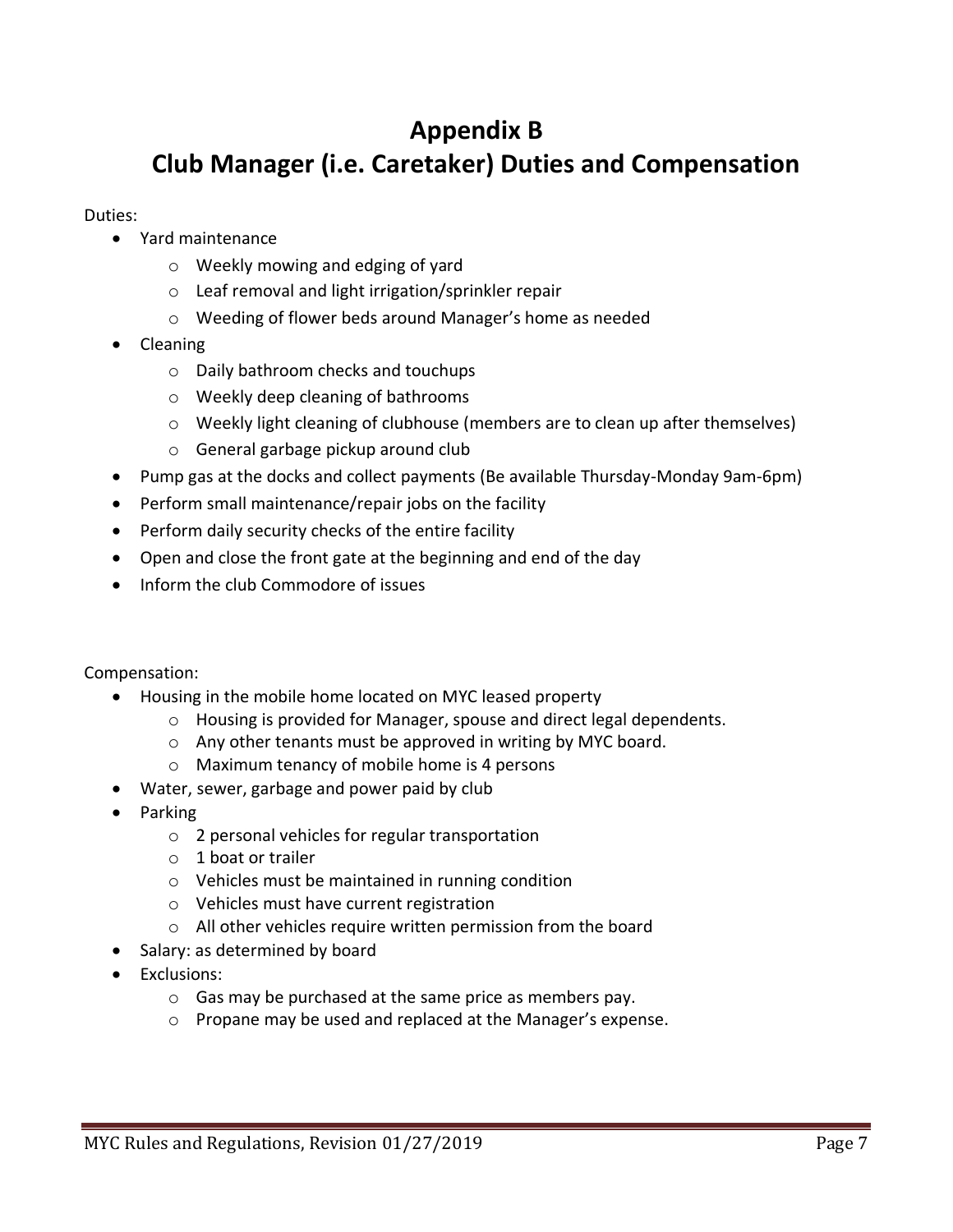# Appendix B
# Club Manager (i.e. Caretaker) Duties and Compensation

Duties:

- Yard maintenance
    - Weekly mowing and edging of yard
    - Leaf removal and light irrigation/sprinkler repair
    - Weeding of flower beds around Manager's home as needed
- Cleaning
    - Daily bathroom checks and touchups
    - Weekly deep cleaning of bathrooms
    - Weekly light cleaning of clubhouse (members are to clean up after themselves)
    - General garbage pickup around club
- Pump gas at the docks and collect payments (Be available Thursday-Monday 9am-6pm)
- Perform small maintenance/repair jobs on the facility
- Perform daily security checks of the entire facility
- Open and close the front gate at the beginning and end of the day
- Inform the club Commodore of issues

Compensation:

- Housing in the mobile home located on MYC leased property
    - Housing is provided for Manager, spouse and direct legal dependents.
    - Any other tenants must be approved in writing by MYC board.
    - Maximum tenancy of mobile home is 4 persons
- Water, sewer, garbage and power paid by club
- Parking
    - 2 personal vehicles for regular transportation
    - 1 boat or trailer
    - Vehicles must be maintained in running condition
    - Vehicles must have current registration
    - All other vehicles require written permission from the board
- Salary: as determined by board
- Exclusions:
    - Gas may be purchased at the same price as members pay.
    - Propane may be used and replaced at the Manager's expense.